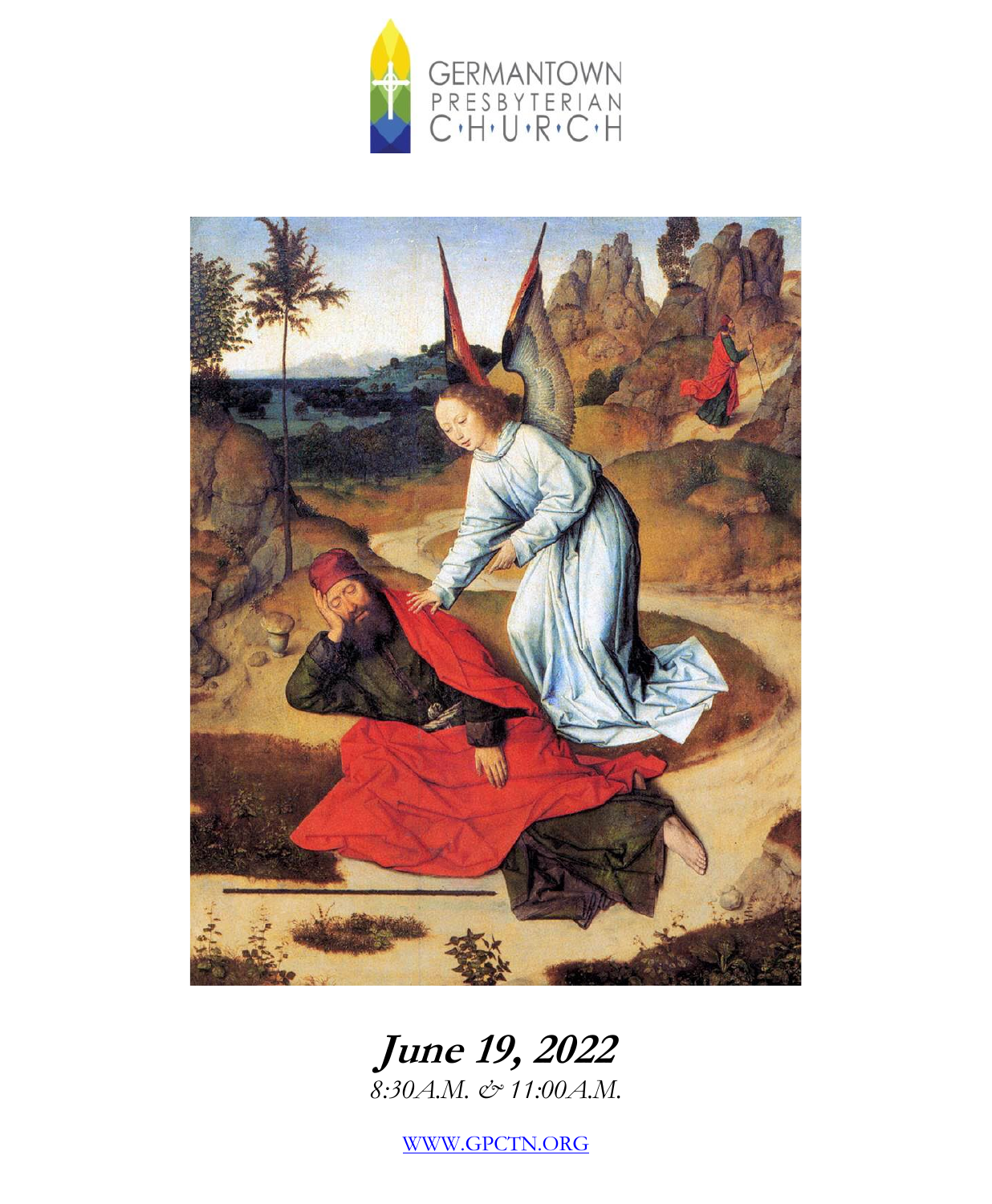GERMANTOWN PRESBYTERIAN CHURCH

***June 19, 2022***

*8:30A.M. & 11:00A.M.*

[WWW.GPCTN.ORG](http://WWW.GPCTN.ORG)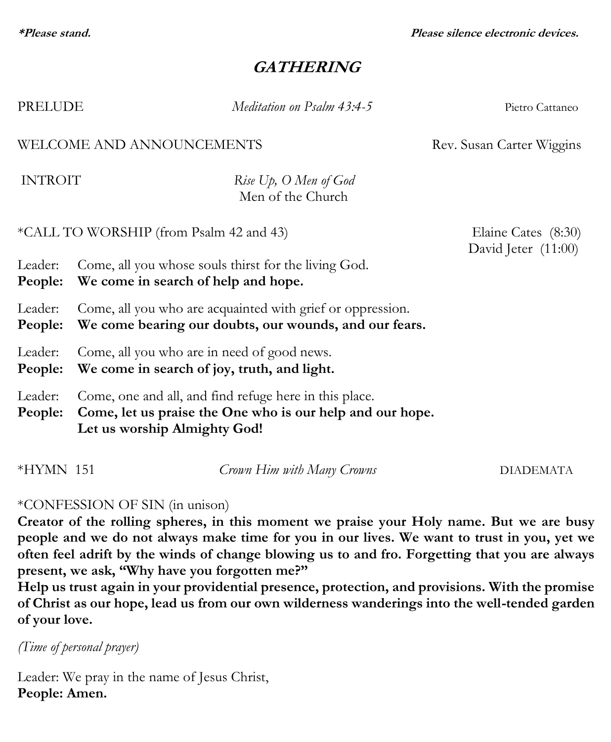***Please stand.** **Please silence electronic devices.**

## *GATHERING*

PRELUDE *Meditation on Psalm 43:4-5* Pietro Cattaneo

WELCOME AND ANNOUNCEMENTS Rev. Susan Carter Wiggins

INTROIT *Rise Up, O Men of God*
Men of the Church

*CALL TO WORSHIP (from Psalm 42 and 43) Elaine Cates (8:30)
David Jeter (11:00)

Leader: Come, all you whose souls thirst for the living God.
**People: We come in search of help and hope.**

Leader: Come, all you who are acquainted with grief or oppression.
**People: We come bearing our doubts, our wounds, and our fears.**

Leader: Come, all you who are in need of good news.
**People: We come in search of joy, truth, and light.**

Leader: Come, one and all, and find refuge here in this place.
**People: Come, let us praise the One who is our help and our hope.
Let us worship Almighty God!**

*HYMN 151 *Crown Him with Many Crowns* DIADEMATA

*CONFESSION OF SIN (in unison)
**Creator of the rolling spheres, in this moment we praise your Holy name. But we are busy people and we do not always make time for you in our lives. We want to trust in you, yet we often feel adrift by the winds of change blowing us to and fro. Forgetting that you are always present, we ask, "Why have you forgotten me?"
Help us trust again in your providential presence, protection, and provisions. With the promise of Christ as our hope, lead us from our own wilderness wanderings into the well-tended garden of your love.**

*(Time of personal prayer)*

Leader: We pray in the name of Jesus Christ,
**People: Amen.**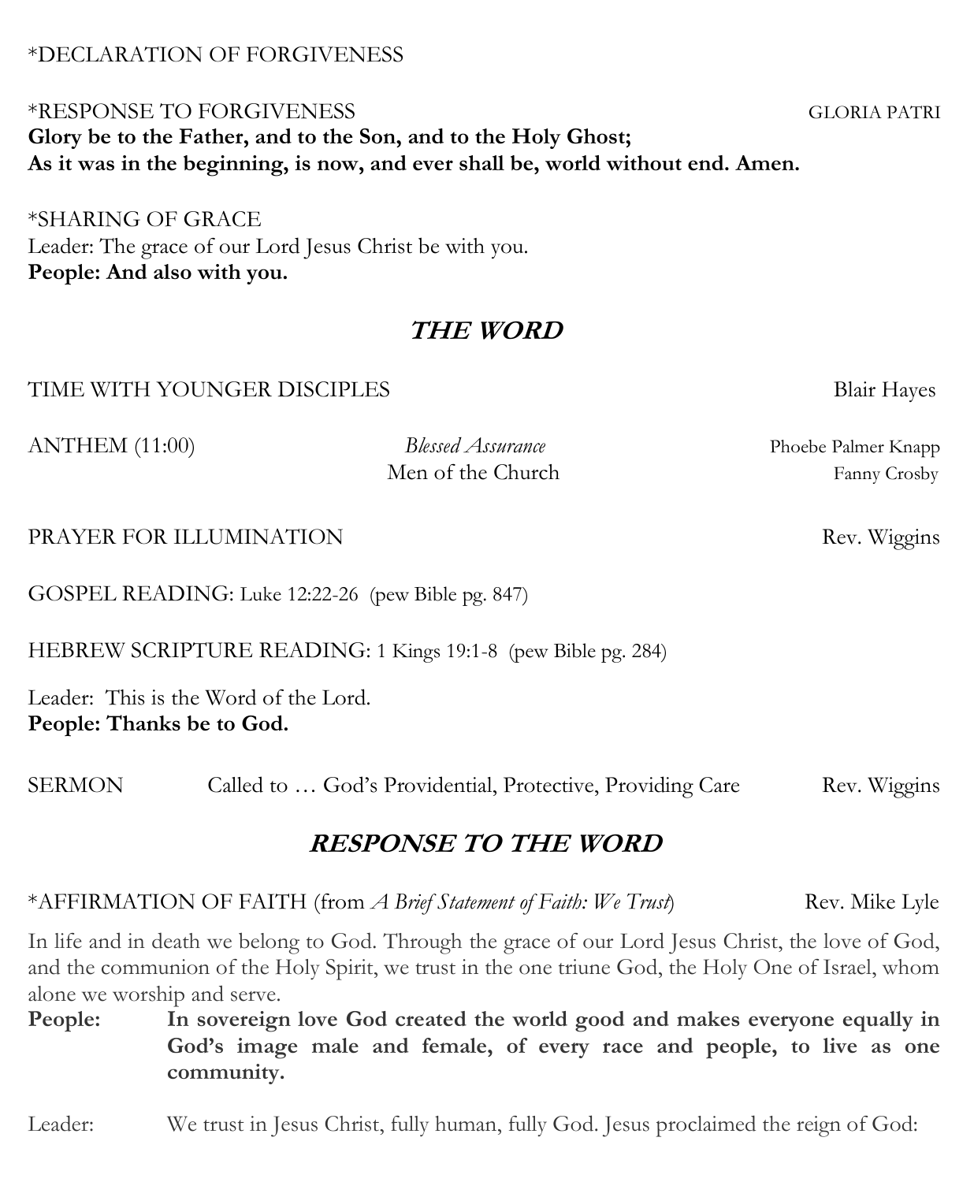*DECLARATION OF FORGIVENESS

*RESPONSE TO FORGIVENESS GLORIA PATRI
**Glory be to the Father, and to the Son, and to the Holy Ghost;**
**As it was in the beginning, is now, and ever shall be, world without end. Amen.**

*SHARING OF GRACE
Leader: The grace of our Lord Jesus Christ be with you.
**People: And also with you.**

## ***THE WORD***

TIME WITH YOUNGER DISCIPLES Blair Hayes

ANTHEM (11:00) *Blessed Assurance* Phoebe Palmer Knapp
Men of the Church Fanny Crosby

PRAYER FOR ILLUMINATION Rev. Wiggins

GOSPEL READING: Luke 12:22-26 (pew Bible pg. 847)

HEBREW SCRIPTURE READING: 1 Kings 19:1-8 (pew Bible pg. 284)

Leader: This is the Word of the Lord.
**People: Thanks be to God.**

SERMON Called to … God's Providential, Protective, Providing Care Rev. Wiggins

## ***RESPONSE TO THE WORD***

*AFFIRMATION OF FAITH (from *A Brief Statement of Faith: We Trust*) Rev. Mike Lyle

In life and in death we belong to God. Through the grace of our Lord Jesus Christ, the love of God, and the communion of the Holy Spirit, we trust in the one triune God, the Holy One of Israel, whom alone we worship and serve.

**People: In sovereign love God created the world good and makes everyone equally in God's image male and female, of every race and people, to live as one community.**

Leader: We trust in Jesus Christ, fully human, fully God. Jesus proclaimed the reign of God: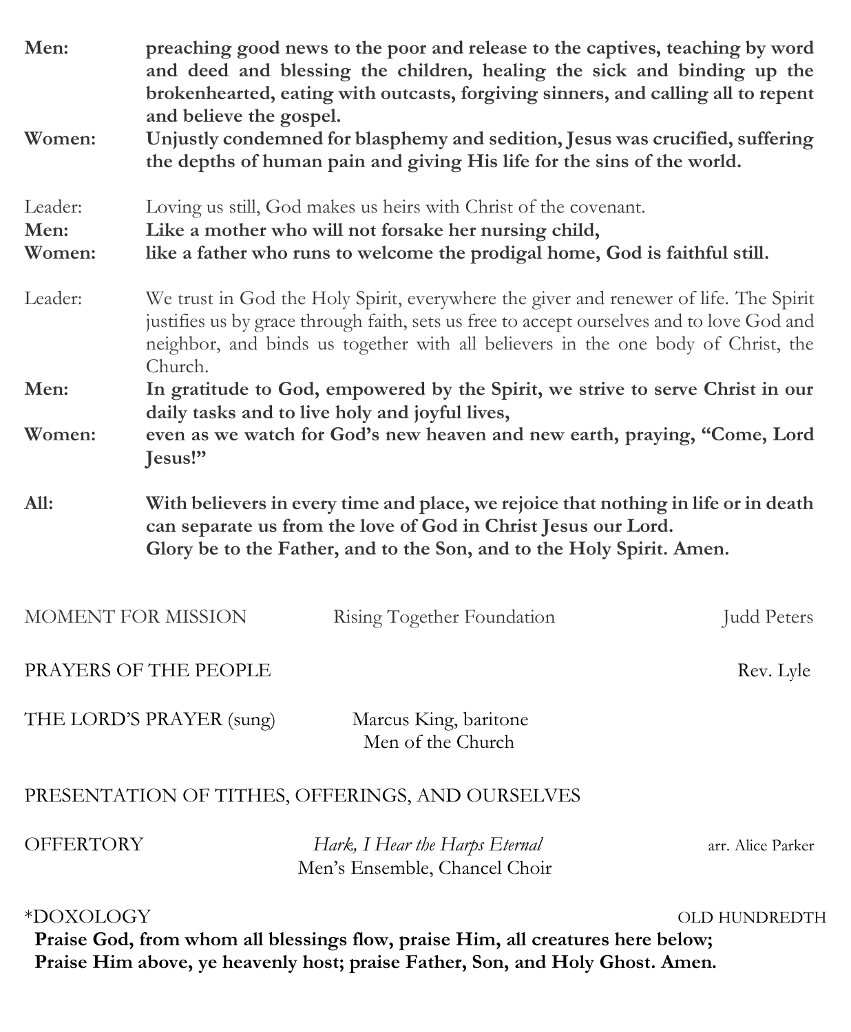**Men:** **preaching good news to the poor and release to the captives, teaching by word and deed and blessing the children, healing the sick and binding up the brokenhearted, eating with outcasts, forgiving sinners, and calling all to repent and believe the gospel.**

**Women:** **Unjustly condemned for blasphemy and sedition, Jesus was crucified, suffering the depths of human pain and giving His life for the sins of the world.**

Leader: Loving us still, God makes us heirs with Christ of the covenant.

**Men:** **Like a mother who will not forsake her nursing child,**

**Women:** **like a father who runs to welcome the prodigal home, God is faithful still.**

Leader: We trust in God the Holy Spirit, everywhere the giver and renewer of life. The Spirit justifies us by grace through faith, sets us free to accept ourselves and to love God and neighbor, and binds us together with all believers in the one body of Christ, the Church.

**Men:** **In gratitude to God, empowered by the Spirit, we strive to serve Christ in our daily tasks and to live holy and joyful lives,**

**Women:** **even as we watch for God's new heaven and new earth, praying, "Come, Lord Jesus!"**

**All:** **With believers in every time and place, we rejoice that nothing in life or in death can separate us from the love of God in Christ Jesus our Lord.**
**Glory be to the Father, and to the Son, and to the Holy Spirit. Amen.**

MOMENT FOR MISSION — Rising Together Foundation — Judd Peters

PRAYERS OF THE PEOPLE — Rev. Lyle

THE LORD'S PRAYER (sung) — Marcus King, baritone; Men of the Church

PRESENTATION OF TITHES, OFFERINGS, AND OURSELVES

OFFERTORY — *Hark, I Hear the Harps Eternal* — arr. Alice Parker
Men's Ensemble, Chancel Choir

*DOXOLOGY — OLD HUNDREDTH

**Praise God, from whom all blessings flow, praise Him, all creatures here below;**
**Praise Him above, ye heavenly host; praise Father, Son, and Holy Ghost. Amen.**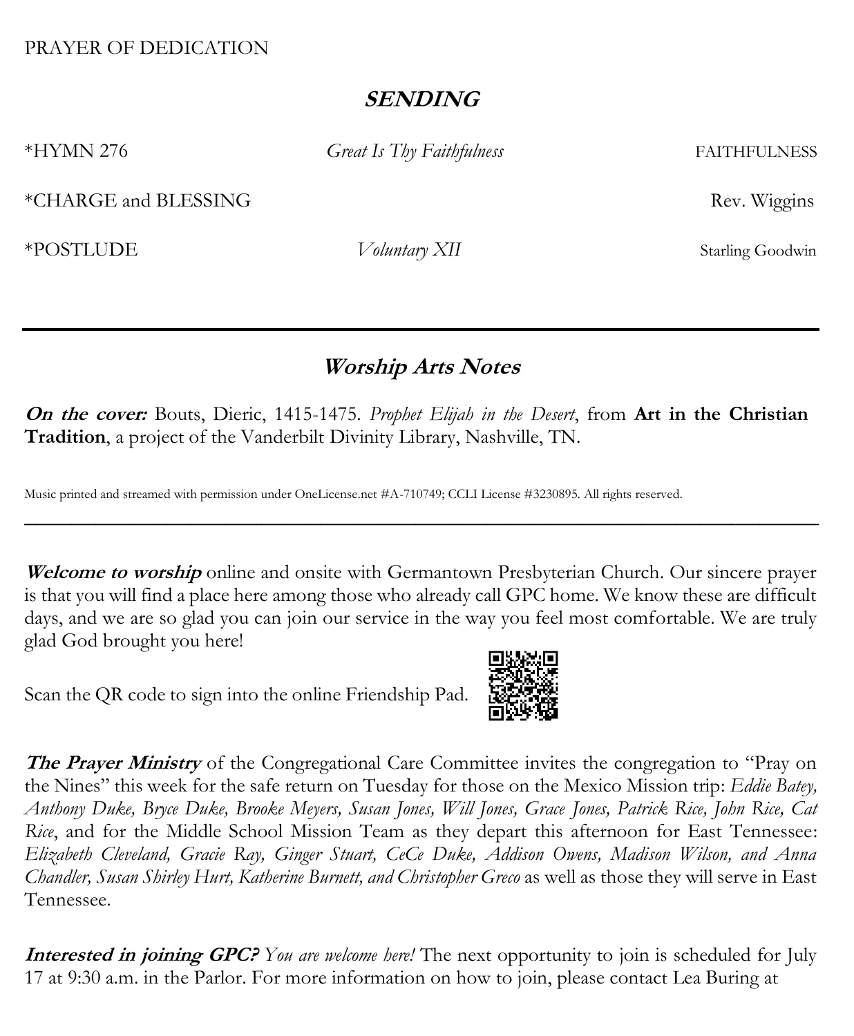PRAYER OF DEDICATION

## *SENDING*

*HYMN 276 *Great Is Thy Faithfulness* FAITHFULNESS

*CHARGE and BLESSING Rev. Wiggins

*POSTLUDE *Voluntary XII* Starling Goodwin

---

## *Worship Arts Notes*

***On the cover:*** Bouts, Dieric, 1415-1475. *Prophet Elijah in the Desert*, from **Art in the Christian Tradition**, a project of the Vanderbilt Divinity Library, Nashville, TN.

Music printed and streamed with permission under OneLicense.net #A-710749; CCLI License #3230895. All rights reserved.

---

***Welcome to worship*** online and onsite with Germantown Presbyterian Church. Our sincere prayer is that you will find a place here among those who already call GPC home. We know these are difficult days, and we are so glad you can join our service in the way you feel most comfortable. We are truly glad God brought you here!

Scan the QR code to sign into the online Friendship Pad.

***The Prayer Ministry*** of the Congregational Care Committee invites the congregation to "Pray on the Nines" this week for the safe return on Tuesday for those on the Mexico Mission trip: *Eddie Batey, Anthony Duke, Bryce Duke, Brooke Meyers, Susan Jones, Will Jones, Grace Jones, Patrick Rice, John Rice, Cat Rice*, and for the Middle School Mission Team as they depart this afternoon for East Tennessee: *Elizabeth Cleveland, Gracie Ray, Ginger Stuart, CeCe Duke, Addison Owens, Madison Wilson, and Anna Chandler, Susan Shirley Hurt, Katherine Burnett, and Christopher Greco* as well as those they will serve in East Tennessee.

***Interested in joining GPC?*** *You are welcome here!* The next opportunity to join is scheduled for July 17 at 9:30 a.m. in the Parlor. For more information on how to join, please contact Lea Buring at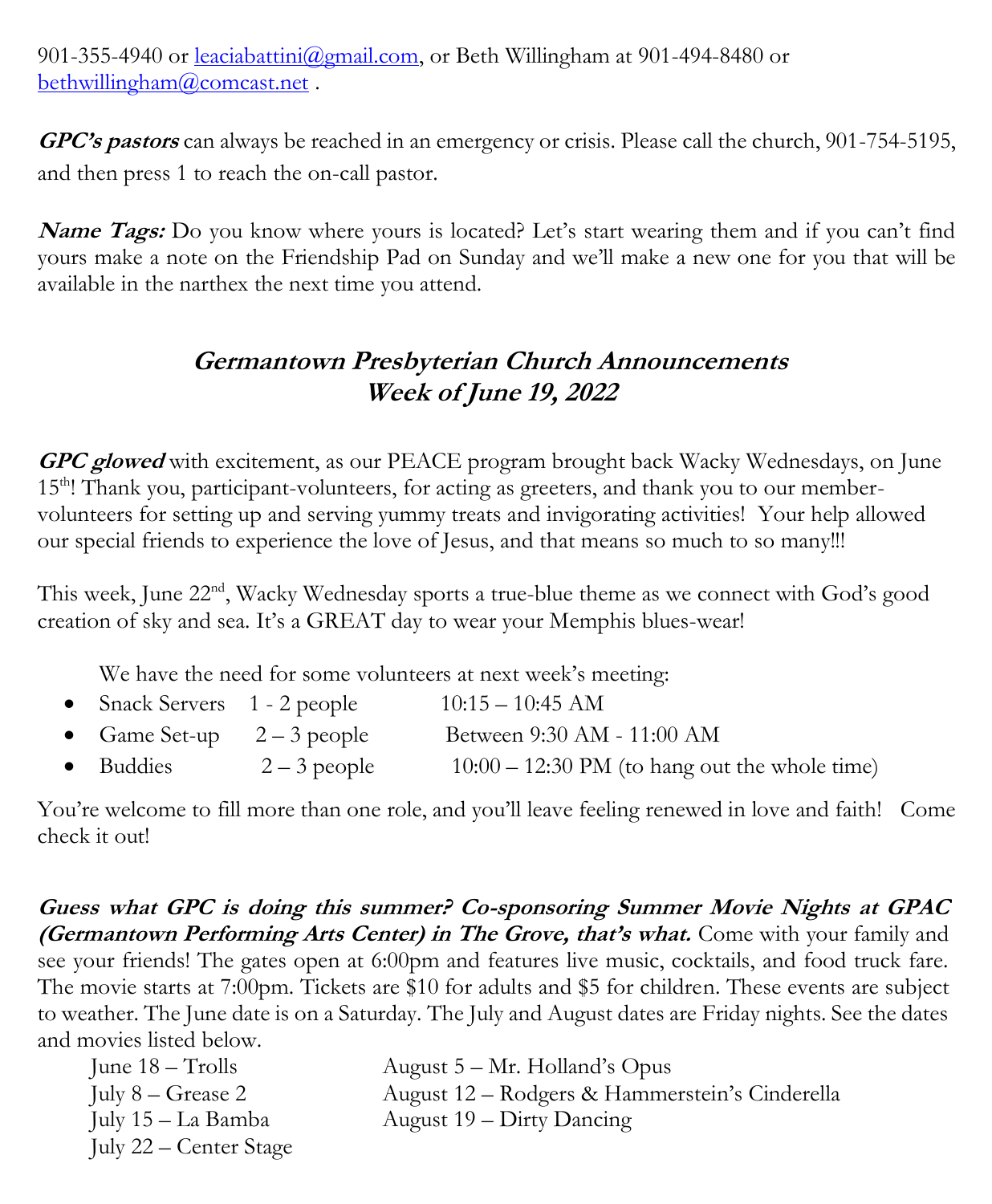901-355-4940 or leaciabattini@gmail.com, or Beth Willingham at 901-494-8480 or bethwillingham@comcast.net .

***GPC's pastors*** can always be reached in an emergency or crisis. Please call the church, 901-754-5195, and then press 1 to reach the on-call pastor.

***Name Tags:*** Do you know where yours is located? Let's start wearing them and if you can't find yours make a note on the Friendship Pad on Sunday and we'll make a new one for you that will be available in the narthex the next time you attend.

## *Germantown Presbyterian Church Announcements*
## *Week of June 19, 2022*

***GPC glowed*** with excitement, as our PEACE program brought back Wacky Wednesdays, on June 15th! Thank you, participant-volunteers, for acting as greeters, and thank you to our member-volunteers for setting up and serving yummy treats and invigorating activities! Your help allowed our special friends to experience the love of Jesus, and that means so much to so many!!!

This week, June 22nd, Wacky Wednesday sports a true-blue theme as we connect with God's good creation of sky and sea. It's a GREAT day to wear your Memphis blues-wear!

We have the need for some volunteers at next week's meeting:

- Snack Servers 1 - 2 people 10:15 – 10:45 AM
- Game Set-up 2 – 3 people Between 9:30 AM - 11:00 AM
- Buddies 2 – 3 people 10:00 – 12:30 PM (to hang out the whole time)

You're welcome to fill more than one role, and you'll leave feeling renewed in love and faith! Come check it out!

***Guess what GPC is doing this summer? Co-sponsoring Summer Movie Nights at GPAC (Germantown Performing Arts Center) in The Grove, that's what.*** Come with your family and see your friends! The gates open at 6:00pm and features live music, cocktails, and food truck fare. The movie starts at 7:00pm. Tickets are $10 for adults and $5 for children. These events are subject to weather. The June date is on a Saturday. The July and August dates are Friday nights. See the dates and movies listed below.

June 18 – Trolls
July 8 – Grease 2
July 15 – La Bamba
July 22 – Center Stage
August 5 – Mr. Holland's Opus
August 12 – Rodgers & Hammerstein's Cinderella
August 19 – Dirty Dancing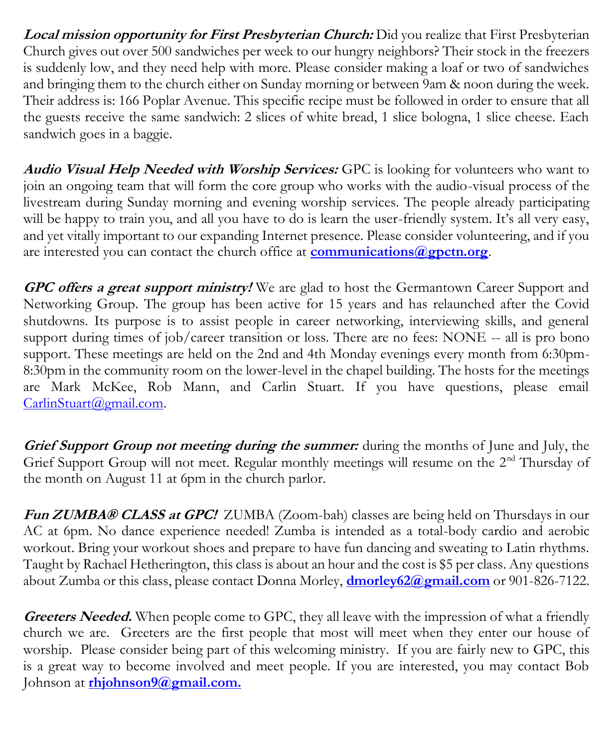***Local mission opportunity for First Presbyterian Church:*** Did you realize that First Presbyterian Church gives out over 500 sandwiches per week to our hungry neighbors? Their stock in the freezers is suddenly low, and they need help with more. Please consider making a loaf or two of sandwiches and bringing them to the church either on Sunday morning or between 9am & noon during the week. Their address is: 166 Poplar Avenue. This specific recipe must be followed in order to ensure that all the guests receive the same sandwich: 2 slices of white bread, 1 slice bologna, 1 slice cheese. Each sandwich goes in a baggie.

***Audio Visual Help Needed with Worship Services:*** GPC is looking for volunteers who want to join an ongoing team that will form the core group who works with the audio-visual process of the livestream during Sunday morning and evening worship services. The people already participating will be happy to train you, and all you have to do is learn the user-friendly system. It's all very easy, and yet vitally important to our expanding Internet presence. Please consider volunteering, and if you are interested you can contact the church office at **communications@gpctn.org**.

***GPC offers a great support ministry!*** We are glad to host the Germantown Career Support and Networking Group. The group has been active for 15 years and has relaunched after the Covid shutdowns. Its purpose is to assist people in career networking, interviewing skills, and general support during times of job/career transition or loss. There are no fees: NONE -- all is pro bono support. These meetings are held on the 2nd and 4th Monday evenings every month from 6:30pm-8:30pm in the community room on the lower-level in the chapel building. The hosts for the meetings are Mark McKee, Rob Mann, and Carlin Stuart. If you have questions, please email CarlinStuart@gmail.com.

***Grief Support Group not meeting during the summer:*** during the months of June and July, the Grief Support Group will not meet. Regular monthly meetings will resume on the 2nd Thursday of the month on August 11 at 6pm in the church parlor.

***Fun ZUMBA® CLASS at GPC!*** ZUMBA (Zoom-bah) classes are being held on Thursdays in our AC at 6pm. No dance experience needed! Zumba is intended as a total-body cardio and aerobic workout. Bring your workout shoes and prepare to have fun dancing and sweating to Latin rhythms. Taught by Rachael Hetherington, this class is about an hour and the cost is $5 per class. Any questions about Zumba or this class, please contact Donna Morley, **dmorley62@gmail.com** or 901-826-7122.

***Greeters Needed.*** When people come to GPC, they all leave with the impression of what a friendly church we are. Greeters are the first people that most will meet when they enter our house of worship. Please consider being part of this welcoming ministry. If you are fairly new to GPC, this is a great way to become involved and meet people. If you are interested, you may contact Bob Johnson at **rhjohnson9@gmail.com.**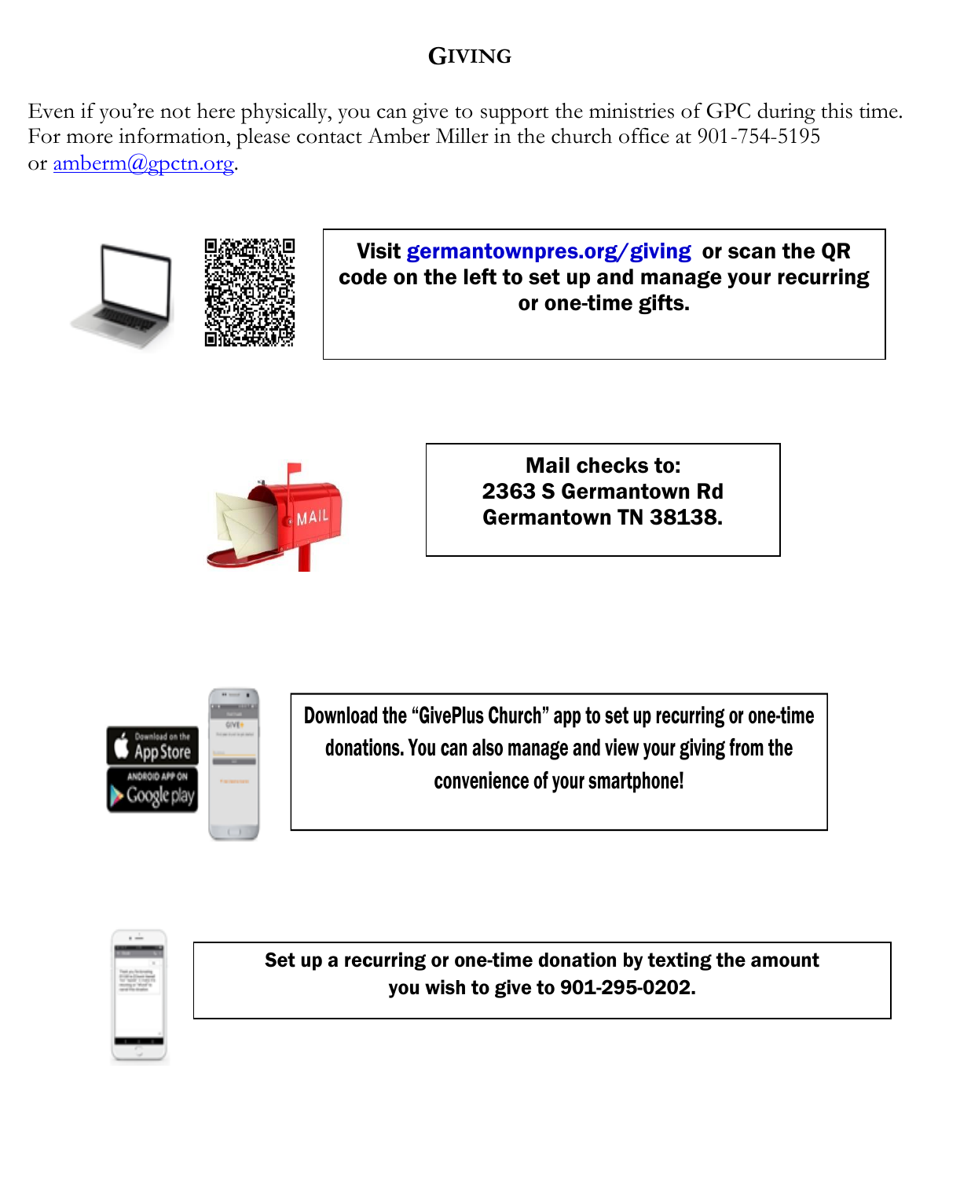## GIVING

Even if you're not here physically, you can give to support the ministries of GPC during this time. For more information, please contact Amber Miller in the church office at 901-754-5195 or amberm@gpctn.org.

**Visit germantownpres.org/giving or scan the QR code on the left to set up and manage your recurring or one-time gifts.**

**Mail checks to:**
**2363 S Germantown Rd**
**Germantown TN 38138.**

**Download the "GivePlus Church" app to set up recurring or one-time donations. You can also manage and view your giving from the convenience of your smartphone!**

**Set up a recurring or one-time donation by texting the amount you wish to give to 901-295-0202.**